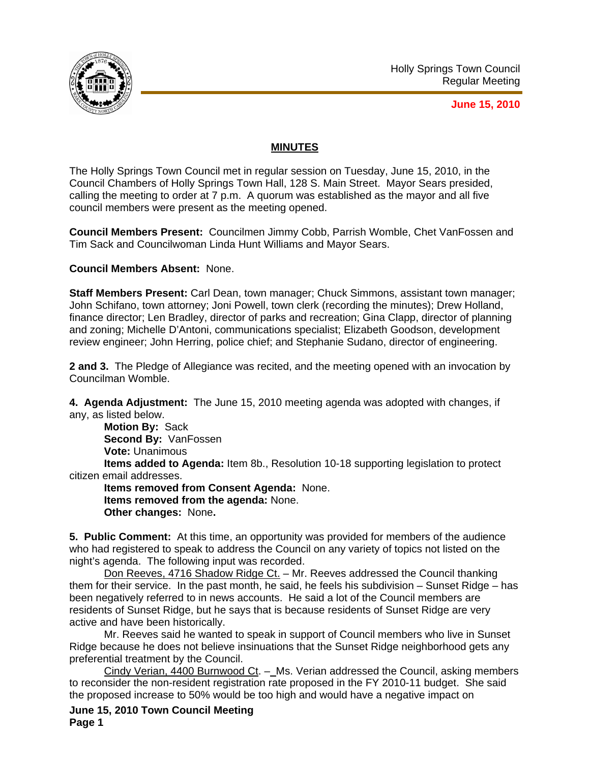Holly Springs Town Council
Regular Meeting

**June 15, 2010**

## MINUTES

The Holly Springs Town Council met in regular session on Tuesday, June 15, 2010, in the Council Chambers of Holly Springs Town Hall, 128 S. Main Street. Mayor Sears presided, calling the meeting to order at 7 p.m. A quorum was established as the mayor and all five council members were present as the meeting opened.

**Council Members Present:** Councilmen Jimmy Cobb, Parrish Womble, Chet VanFossen and Tim Sack and Councilwoman Linda Hunt Williams and Mayor Sears.

**Council Members Absent:** None.

**Staff Members Present:** Carl Dean, town manager; Chuck Simmons, assistant town manager; John Schifano, town attorney; Joni Powell, town clerk (recording the minutes); Drew Holland, finance director; Len Bradley, director of parks and recreation; Gina Clapp, director of planning and zoning; Michelle D'Antoni, communications specialist; Elizabeth Goodson, development review engineer; John Herring, police chief; and Stephanie Sudano, director of engineering.

**2 and 3.** The Pledge of Allegiance was recited, and the meeting opened with an invocation by Councilman Womble.

**4. Agenda Adjustment:** The June 15, 2010 meeting agenda was adopted with changes, if any, as listed below.

**Motion By:** Sack
**Second By:** VanFossen
**Vote:** Unanimous
**Items added to Agenda:** Item 8b., Resolution 10-18 supporting legislation to protect citizen email addresses.
**Items removed from Consent Agenda:** None.
**Items removed from the agenda:** None.
**Other changes:** None**.**

**5. Public Comment:** At this time, an opportunity was provided for members of the audience who had registered to speak to address the Council on any variety of topics not listed on the night's agenda. The following input was recorded.

Don Reeves, 4716 Shadow Ridge Ct. – Mr. Reeves addressed the Council thanking them for their service. In the past month, he said, he feels his subdivision – Sunset Ridge – has been negatively referred to in news accounts. He said a lot of the Council members are residents of Sunset Ridge, but he says that is because residents of Sunset Ridge are very active and have been historically.

Mr. Reeves said he wanted to speak in support of Council members who live in Sunset Ridge because he does not believe insinuations that the Sunset Ridge neighborhood gets any preferential treatment by the Council.

Cindy Verian, 4400 Burnwood Ct. – Ms. Verian addressed the Council, asking members to reconsider the non-resident registration rate proposed in the FY 2010-11 budget. She said the proposed increase to 50% would be too high and would have a negative impact on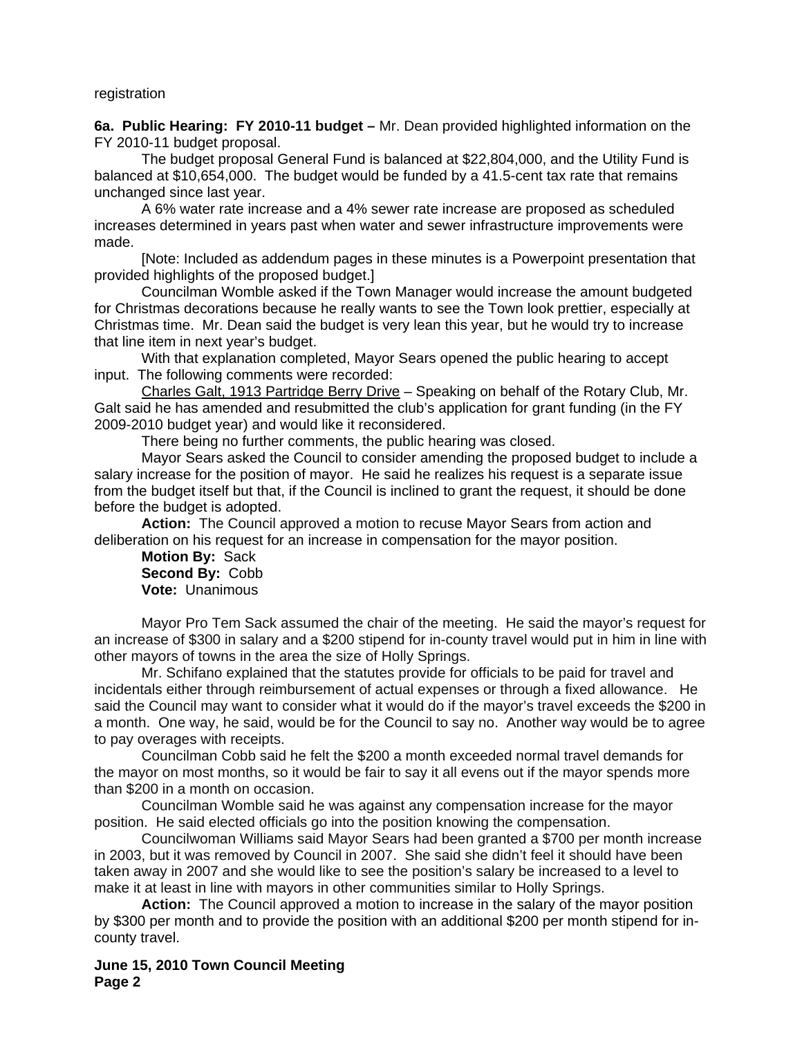registration

**6a. Public Hearing: FY 2010-11 budget –** Mr. Dean provided highlighted information on the FY 2010-11 budget proposal.

The budget proposal General Fund is balanced at $22,804,000, and the Utility Fund is balanced at $10,654,000. The budget would be funded by a 41.5-cent tax rate that remains unchanged since last year.

A 6% water rate increase and a 4% sewer rate increase are proposed as scheduled increases determined in years past when water and sewer infrastructure improvements were made.

[Note: Included as addendum pages in these minutes is a Powerpoint presentation that provided highlights of the proposed budget.]

Councilman Womble asked if the Town Manager would increase the amount budgeted for Christmas decorations because he really wants to see the Town look prettier, especially at Christmas time. Mr. Dean said the budget is very lean this year, but he would try to increase that line item in next year's budget.

With that explanation completed, Mayor Sears opened the public hearing to accept input. The following comments were recorded:

Charles Galt, 1913 Partridge Berry Drive – Speaking on behalf of the Rotary Club, Mr. Galt said he has amended and resubmitted the club's application for grant funding (in the FY 2009-2010 budget year) and would like it reconsidered.

There being no further comments, the public hearing was closed.

Mayor Sears asked the Council to consider amending the proposed budget to include a salary increase for the position of mayor. He said he realizes his request is a separate issue from the budget itself but that, if the Council is inclined to grant the request, it should be done before the budget is adopted.

**Action:** The Council approved a motion to recuse Mayor Sears from action and deliberation on his request for an increase in compensation for the mayor position.

**Motion By:** Sack
**Second By:** Cobb
**Vote:** Unanimous

Mayor Pro Tem Sack assumed the chair of the meeting. He said the mayor's request for an increase of $300 in salary and a $200 stipend for in-county travel would put in him in line with other mayors of towns in the area the size of Holly Springs.

Mr. Schifano explained that the statutes provide for officials to be paid for travel and incidentals either through reimbursement of actual expenses or through a fixed allowance. He said the Council may want to consider what it would do if the mayor's travel exceeds the $200 in a month. One way, he said, would be for the Council to say no. Another way would be to agree to pay overages with receipts.

Councilman Cobb said he felt the $200 a month exceeded normal travel demands for the mayor on most months, so it would be fair to say it all evens out if the mayor spends more than $200 in a month on occasion.

Councilman Womble said he was against any compensation increase for the mayor position. He said elected officials go into the position knowing the compensation.

Councilwoman Williams said Mayor Sears had been granted a $700 per month increase in 2003, but it was removed by Council in 2007. She said she didn't feel it should have been taken away in 2007 and she would like to see the position's salary be increased to a level to make it at least in line with mayors in other communities similar to Holly Springs.

**Action:** The Council approved a motion to increase in the salary of the mayor position by $300 per month and to provide the position with an additional $200 per month stipend for in-county travel.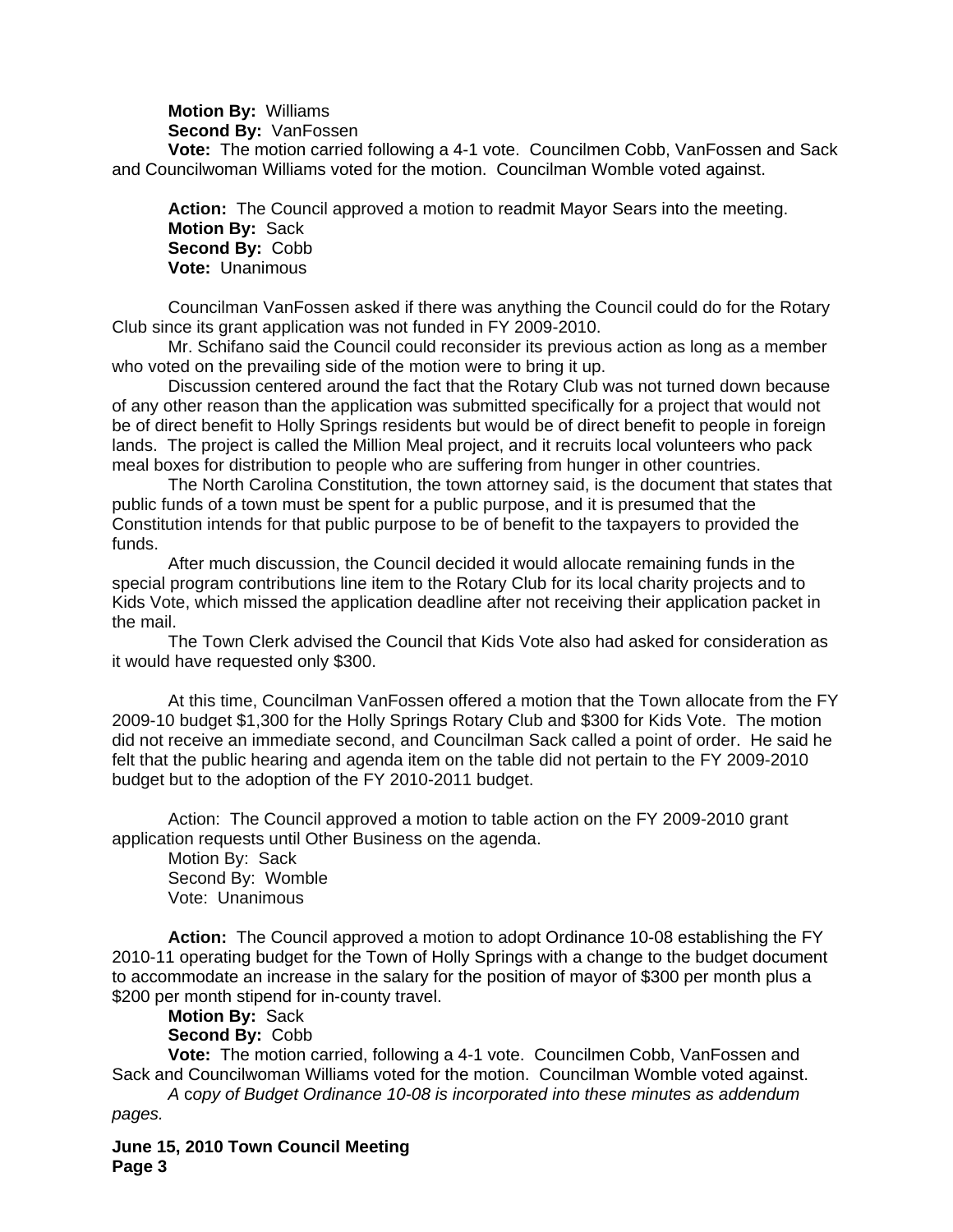**Motion By:** Williams
**Second By:** VanFossen
**Vote:** The motion carried following a 4-1 vote. Councilmen Cobb, VanFossen and Sack and Councilwoman Williams voted for the motion. Councilman Womble voted against.

**Action:** The Council approved a motion to readmit Mayor Sears into the meeting.
**Motion By:** Sack
**Second By:** Cobb
**Vote:** Unanimous

Councilman VanFossen asked if there was anything the Council could do for the Rotary Club since its grant application was not funded in FY 2009-2010.

Mr. Schifano said the Council could reconsider its previous action as long as a member who voted on the prevailing side of the motion were to bring it up.

Discussion centered around the fact that the Rotary Club was not turned down because of any other reason than the application was submitted specifically for a project that would not be of direct benefit to Holly Springs residents but would be of direct benefit to people in foreign lands. The project is called the Million Meal project, and it recruits local volunteers who pack meal boxes for distribution to people who are suffering from hunger in other countries.

The North Carolina Constitution, the town attorney said, is the document that states that public funds of a town must be spent for a public purpose, and it is presumed that the Constitution intends for that public purpose to be of benefit to the taxpayers to provided the funds.

After much discussion, the Council decided it would allocate remaining funds in the special program contributions line item to the Rotary Club for its local charity projects and to Kids Vote, which missed the application deadline after not receiving their application packet in the mail.

The Town Clerk advised the Council that Kids Vote also had asked for consideration as it would have requested only $300.

At this time, Councilman VanFossen offered a motion that the Town allocate from the FY 2009-10 budget $1,300 for the Holly Springs Rotary Club and $300 for Kids Vote. The motion did not receive an immediate second, and Councilman Sack called a point of order. He said he felt that the public hearing and agenda item on the table did not pertain to the FY 2009-2010 budget but to the adoption of the FY 2010-2011 budget.

Action: The Council approved a motion to table action on the FY 2009-2010 grant application requests until Other Business on the agenda.
Motion By: Sack
Second By: Womble
Vote: Unanimous

**Action:** The Council approved a motion to adopt Ordinance 10-08 establishing the FY 2010-11 operating budget for the Town of Holly Springs with a change to the budget document to accommodate an increase in the salary for the position of mayor of $300 per month plus a $200 per month stipend for in-county travel.
**Motion By:** Sack
**Second By:** Cobb
**Vote:** The motion carried, following a 4-1 vote. Councilmen Cobb, VanFossen and Sack and Councilwoman Williams voted for the motion. Councilman Womble voted against.
*A copy of Budget Ordinance 10-08 is incorporated into these minutes as addendum pages.*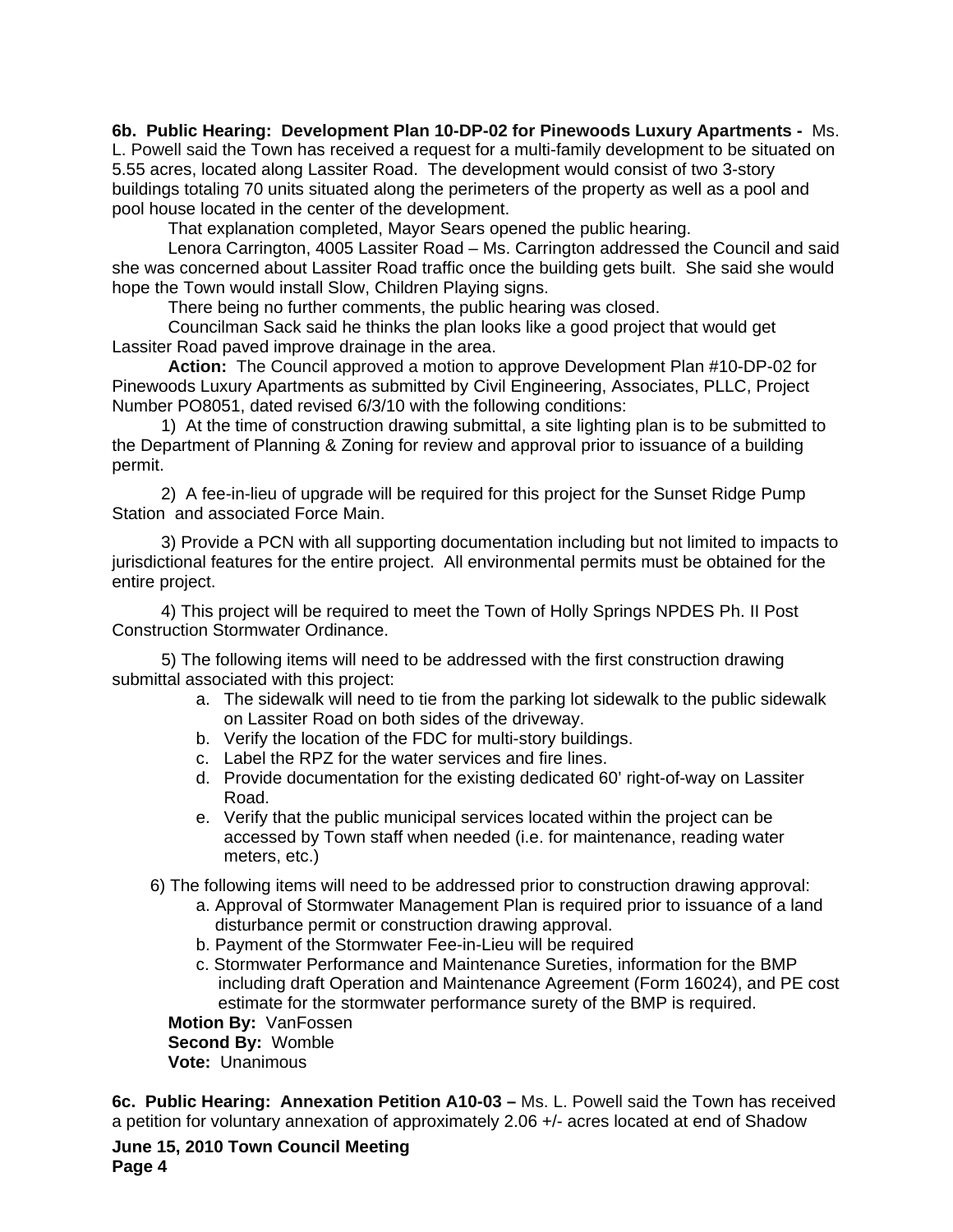**6b. Public Hearing: Development Plan 10-DP-02 for Pinewoods Luxury Apartments -** Ms. L. Powell said the Town has received a request for a multi-family development to be situated on 5.55 acres, located along Lassiter Road. The development would consist of two 3-story buildings totaling 70 units situated along the perimeters of the property as well as a pool and pool house located in the center of the development.

That explanation completed, Mayor Sears opened the public hearing.

Lenora Carrington, 4005 Lassiter Road – Ms. Carrington addressed the Council and said she was concerned about Lassiter Road traffic once the building gets built. She said she would hope the Town would install Slow, Children Playing signs.

There being no further comments, the public hearing was closed.

Councilman Sack said he thinks the plan looks like a good project that would get Lassiter Road paved improve drainage in the area.

**Action:** The Council approved a motion to approve Development Plan #10-DP-02 for Pinewoods Luxury Apartments as submitted by Civil Engineering, Associates, PLLC, Project Number PO8051, dated revised 6/3/10 with the following conditions:

1) At the time of construction drawing submittal, a site lighting plan is to be submitted to the Department of Planning & Zoning for review and approval prior to issuance of a building permit.

2) A fee-in-lieu of upgrade will be required for this project for the Sunset Ridge Pump Station and associated Force Main.

3) Provide a PCN with all supporting documentation including but not limited to impacts to jurisdictional features for the entire project. All environmental permits must be obtained for the entire project.

4) This project will be required to meet the Town of Holly Springs NPDES Ph. II Post Construction Stormwater Ordinance.

5) The following items will need to be addressed with the first construction drawing submittal associated with this project:

   a. The sidewalk will need to tie from the parking lot sidewalk to the public sidewalk on Lassiter Road on both sides of the driveway.
   b. Verify the location of the FDC for multi-story buildings.
   c. Label the RPZ for the water services and fire lines.
   d. Provide documentation for the existing dedicated 60' right-of-way on Lassiter Road.
   e. Verify that the public municipal services located within the project can be accessed by Town staff when needed (i.e. for maintenance, reading water meters, etc.)

6) The following items will need to be addressed prior to construction drawing approval:

   a. Approval of Stormwater Management Plan is required prior to issuance of a land disturbance permit or construction drawing approval.
   b. Payment of the Stormwater Fee-in-Lieu will be required
   c. Stormwater Performance and Maintenance Sureties, information for the BMP including draft Operation and Maintenance Agreement (Form 16024), and PE cost estimate for the stormwater performance surety of the BMP is required.

**Motion By:** VanFossen
**Second By:** Womble
**Vote:** Unanimous

**6c. Public Hearing: Annexation Petition A10-03 –** Ms. L. Powell said the Town has received a petition for voluntary annexation of approximately 2.06 +/- acres located at end of Shadow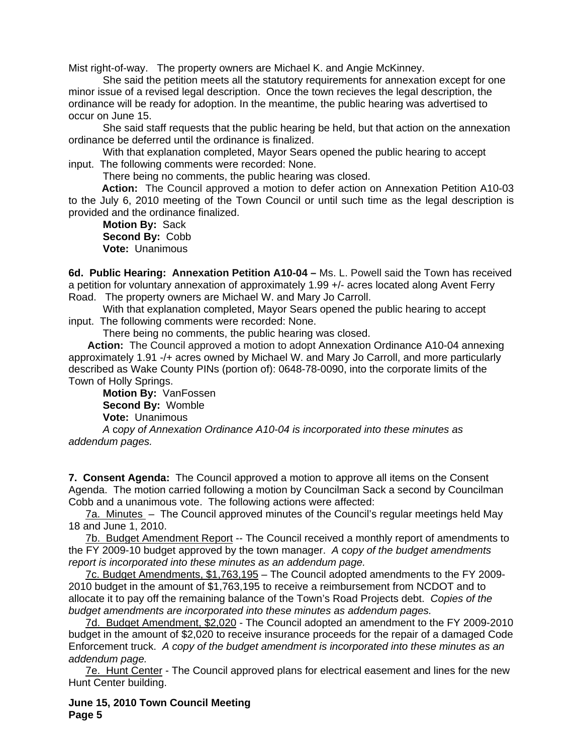Mist right-of-way. The property owners are Michael K. and Angie McKinney.

She said the petition meets all the statutory requirements for annexation except for one minor issue of a revised legal description. Once the town recieves the legal description, the ordinance will be ready for adoption. In the meantime, the public hearing was advertised to occur on June 15.

She said staff requests that the public hearing be held, but that action on the annexation ordinance be deferred until the ordinance is finalized.

With that explanation completed, Mayor Sears opened the public hearing to accept input. The following comments were recorded: None.

There being no comments, the public hearing was closed.

**Action:** The Council approved a motion to defer action on Annexation Petition A10-03 to the July 6, 2010 meeting of the Town Council or until such time as the legal description is provided and the ordinance finalized.

**Motion By:** Sack
**Second By:** Cobb
**Vote:** Unanimous

**6d. Public Hearing: Annexation Petition A10-04 –** Ms. L. Powell said the Town has received a petition for voluntary annexation of approximately 1.99 +/- acres located along Avent Ferry Road. The property owners are Michael W. and Mary Jo Carroll.

With that explanation completed, Mayor Sears opened the public hearing to accept input. The following comments were recorded: None.

There being no comments, the public hearing was closed.

**Action:** The Council approved a motion to adopt Annexation Ordinance A10-04 annexing approximately 1.91 -/+ acres owned by Michael W. and Mary Jo Carroll, and more particularly described as Wake County PINs (portion of): 0648-78-0090, into the corporate limits of the Town of Holly Springs.

**Motion By:** VanFossen
**Second By:** Womble
**Vote:** Unanimous

*A copy of Annexation Ordinance A10-04 is incorporated into these minutes as addendum pages.*

**7. Consent Agenda:** The Council approved a motion to approve all items on the Consent Agenda. The motion carried following a motion by Councilman Sack a second by Councilman Cobb and a unanimous vote. The following actions were affected:

7a. Minutes – The Council approved minutes of the Council's regular meetings held May 18 and June 1, 2010.

7b. Budget Amendment Report -- The Council received a monthly report of amendments to the FY 2009-10 budget approved by the town manager. *A copy of the budget amendments report is incorporated into these minutes as an addendum page.*

7c. Budget Amendments, $1,763,195 – The Council adopted amendments to the FY 2009-2010 budget in the amount of $1,763,195 to receive a reimbursement from NCDOT and to allocate it to pay off the remaining balance of the Town's Road Projects debt. *Copies of the budget amendments are incorporated into these minutes as addendum pages.*

7d. Budget Amendment, $2,020 - The Council adopted an amendment to the FY 2009-2010 budget in the amount of $2,020 to receive insurance proceeds for the repair of a damaged Code Enforcement truck. *A copy of the budget amendment is incorporated into these minutes as an addendum page.*

7e. Hunt Center - The Council approved plans for electrical easement and lines for the new Hunt Center building.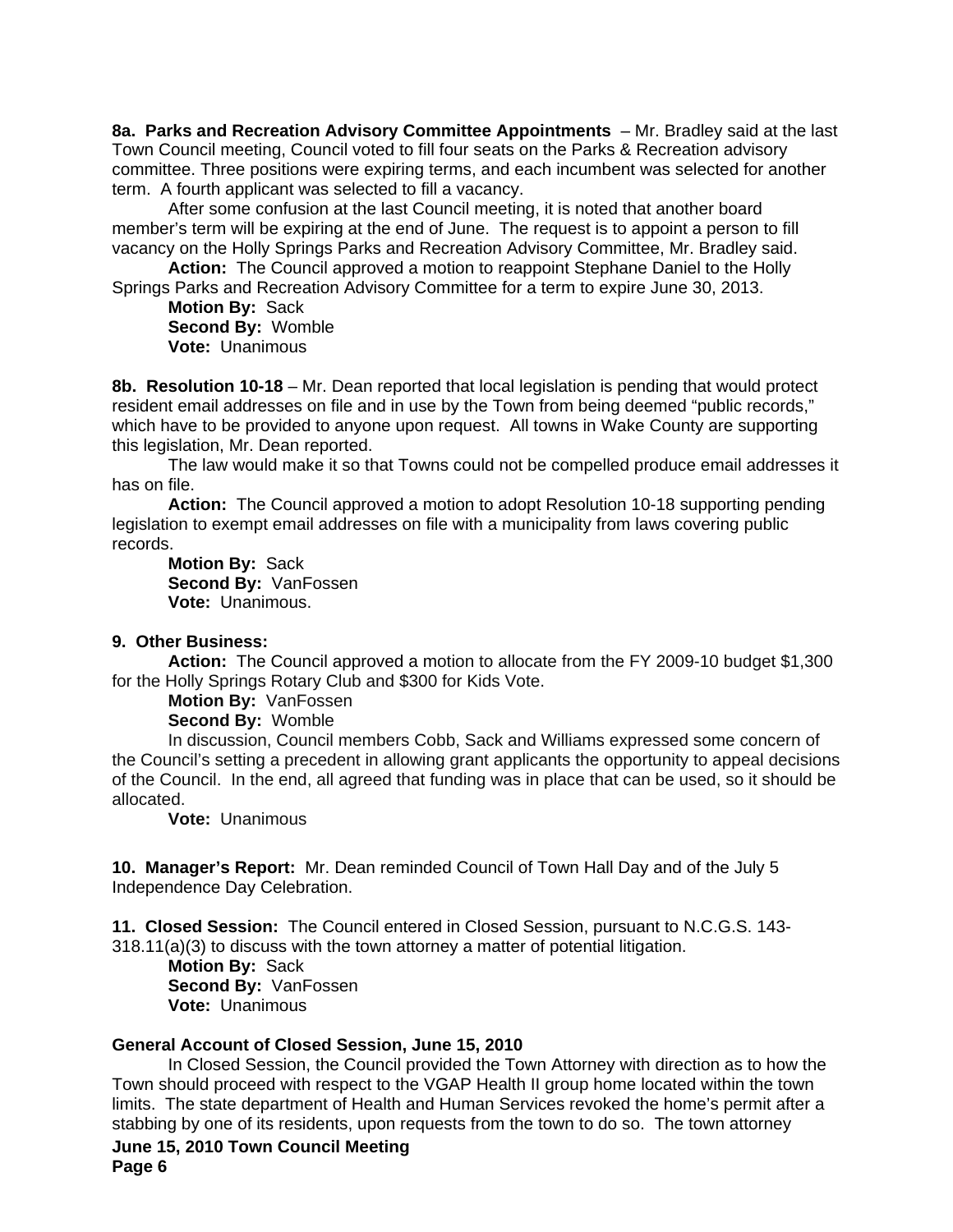**8a. Parks and Recreation Advisory Committee Appointments** – Mr. Bradley said at the last Town Council meeting, Council voted to fill four seats on the Parks & Recreation advisory committee. Three positions were expiring terms, and each incumbent was selected for another term. A fourth applicant was selected to fill a vacancy.

After some confusion at the last Council meeting, it is noted that another board member's term will be expiring at the end of June. The request is to appoint a person to fill vacancy on the Holly Springs Parks and Recreation Advisory Committee, Mr. Bradley said.

**Action:** The Council approved a motion to reappoint Stephane Daniel to the Holly Springs Parks and Recreation Advisory Committee for a term to expire June 30, 2013.

**Motion By:** Sack
**Second By:** Womble
**Vote:** Unanimous

**8b. Resolution 10-18** – Mr. Dean reported that local legislation is pending that would protect resident email addresses on file and in use by the Town from being deemed "public records," which have to be provided to anyone upon request. All towns in Wake County are supporting this legislation, Mr. Dean reported.

The law would make it so that Towns could not be compelled produce email addresses it has on file.

**Action:** The Council approved a motion to adopt Resolution 10-18 supporting pending legislation to exempt email addresses on file with a municipality from laws covering public records.

**Motion By:** Sack
**Second By:** VanFossen
**Vote:** Unanimous.

**9. Other Business:**

**Action:** The Council approved a motion to allocate from the FY 2009-10 budget $1,300 for the Holly Springs Rotary Club and $300 for Kids Vote.

**Motion By:** VanFossen
**Second By:** Womble

In discussion, Council members Cobb, Sack and Williams expressed some concern of the Council's setting a precedent in allowing grant applicants the opportunity to appeal decisions of the Council. In the end, all agreed that funding was in place that can be used, so it should be allocated.

**Vote:** Unanimous

**10. Manager's Report:** Mr. Dean reminded Council of Town Hall Day and of the July 5 Independence Day Celebration.

**11. Closed Session:** The Council entered in Closed Session, pursuant to N.C.G.S. 143-318.11(a)(3) to discuss with the town attorney a matter of potential litigation.

**Motion By:** Sack
**Second By:** VanFossen
**Vote:** Unanimous

**General Account of Closed Session, June 15, 2010**

In Closed Session, the Council provided the Town Attorney with direction as to how the Town should proceed with respect to the VGAP Health II group home located within the town limits. The state department of Health and Human Services revoked the home's permit after a stabbing by one of its residents, upon requests from the town to do so. The town attorney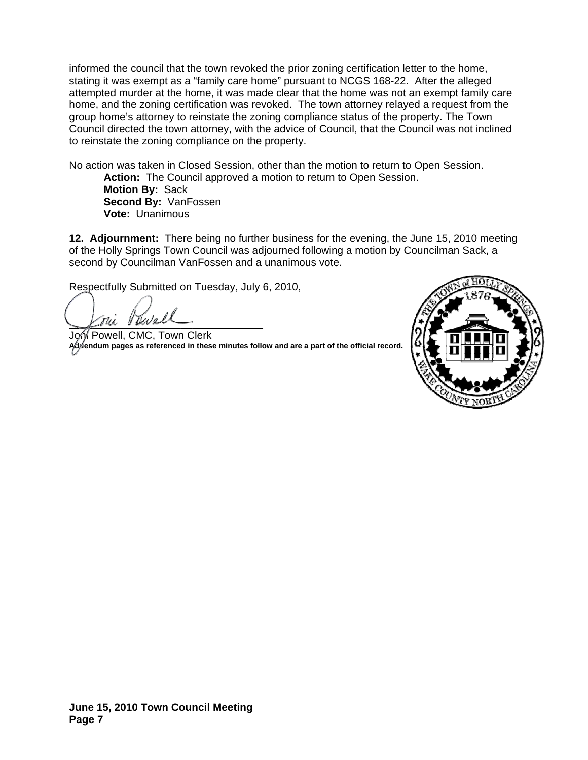informed the council that the town revoked the prior zoning certification letter to the home, stating it was exempt as a "family care home" pursuant to NCGS 168-22. After the alleged attempted murder at the home, it was made clear that the home was not an exempt family care home, and the zoning certification was revoked. The town attorney relayed a request from the group home's attorney to reinstate the zoning compliance status of the property. The Town Council directed the town attorney, with the advice of Council, that the Council was not inclined to reinstate the zoning compliance on the property.

No action was taken in Closed Session, other than the motion to return to Open Session.

> **Action:** The Council approved a motion to return to Open Session.
> **Motion By:** Sack
> **Second By:** VanFossen
> **Vote:** Unanimous

**12. Adjournment:** There being no further business for the evening, the June 15, 2010 meeting of the Holly Springs Town Council was adjourned following a motion by Councilman Sack, a second by Councilman VanFossen and a unanimous vote.

Respectfully Submitted on Tuesday, July 6, 2010,

Joni Powell, CMC, Town Clerk

**Addendum pages as referenced in these minutes follow and are a part of the official record.**